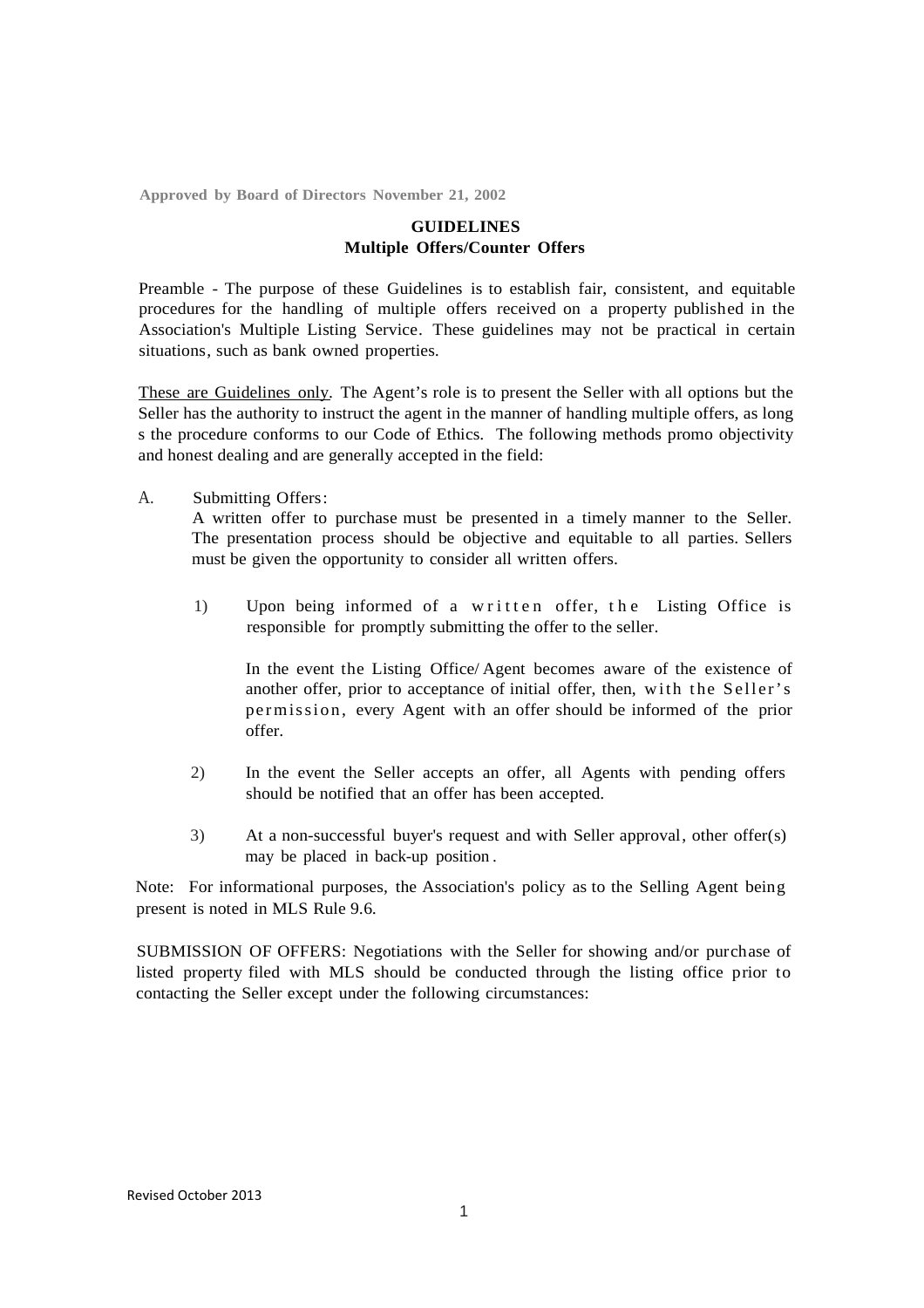**Approved by Board of Directors November 21, 2002**

## GUIDELINES
## Multiple Offers/Counter Offers

Preamble - The purpose of these Guidelines is to establish fair, consistent, and equitable procedures for the handling of multiple offers received on a property published in the Association's Multiple Listing Service. These guidelines may not be practical in certain situations, such as bank owned properties.

<u>These are Guidelines only</u>. The Agent's role is to present the Seller with all options but the Seller has the authority to instruct the agent in the manner of handling multiple offers, as long s the procedure conforms to our Code of Ethics. The following methods promo objectivity and honest dealing and are generally accepted in the field:

A. Submitting Offers:

A written offer to purchase must be presented in a timely manner to the Seller. The presentation process should be objective and equitable to all parties. Sellers must be given the opportunity to consider all written offers.

1) Upon being informed of a written offer, the Listing Office is responsible for promptly submitting the offer to the seller.

   In the event the Listing Office/ Agent becomes aware of the existence of another offer, prior to acceptance of initial offer, then, with the Seller's permission, every Agent with an offer should be informed of the prior offer.

2) In the event the Seller accepts an offer, all Agents with pending offers should be notified that an offer has been accepted.

3) At a non-successful buyer's request and with Seller approval, other offer(s) may be placed in back-up position.

Note: For informational purposes, the Association's policy as to the Selling Agent being present is noted in MLS Rule 9.6.

SUBMISSION OF OFFERS: Negotiations with the Seller for showing and/or purchase of listed property filed with MLS should be conducted through the listing office prior to contacting the Seller except under the following circumstances:

Revised October 2013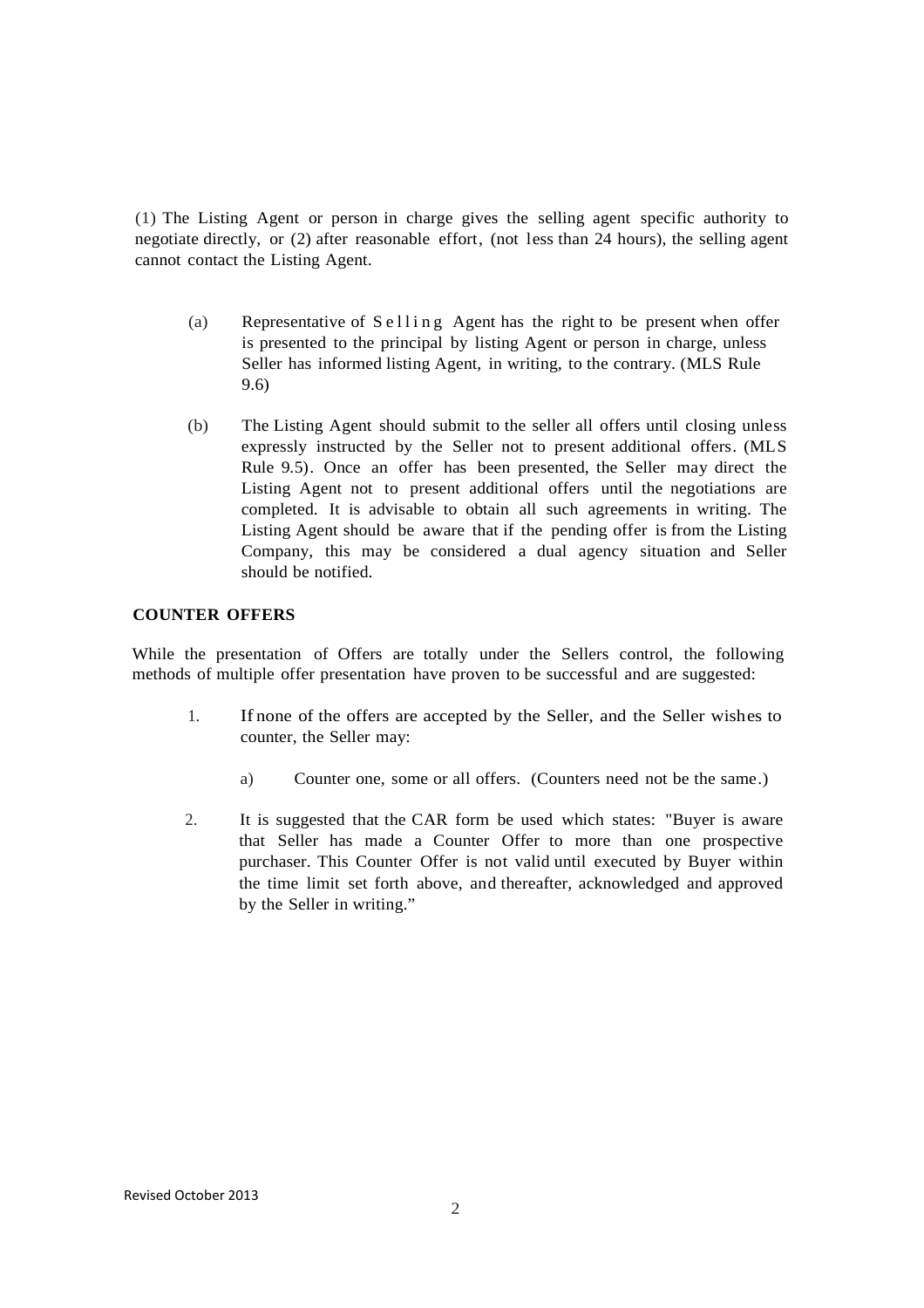(1) The Listing Agent or person in charge gives the selling agent specific authority to negotiate directly, or (2) after reasonable effort, (not less than 24 hours), the selling agent cannot contact the Listing Agent.

(a) Representative of Selling Agent has the right to be present when offer is presented to the principal by listing Agent or person in charge, unless Seller has informed listing Agent, in writing, to the contrary. (MLS Rule 9.6)

(b) The Listing Agent should submit to the seller all offers until closing unless expressly instructed by the Seller not to present additional offers. (MLS Rule 9.5). Once an offer has been presented, the Seller may direct the Listing Agent not to present additional offers until the negotiations are completed. It is advisable to obtain all such agreements in writing. The Listing Agent should be aware that if the pending offer is from the Listing Company, this may be considered a dual agency situation and Seller should be notified.

**COUNTER OFFERS**

While the presentation of Offers are totally under the Sellers control, the following methods of multiple offer presentation have proven to be successful and are suggested:

1. If none of the offers are accepted by the Seller, and the Seller wishes to counter, the Seller may:

   a) Counter one, some or all offers. (Counters need not be the same.)

2. It is suggested that the CAR form be used which states: "Buyer is aware that Seller has made a Counter Offer to more than one prospective purchaser. This Counter Offer is not valid until executed by Buyer within the time limit set forth above, and thereafter, acknowledged and approved by the Seller in writing."

Revised October 2013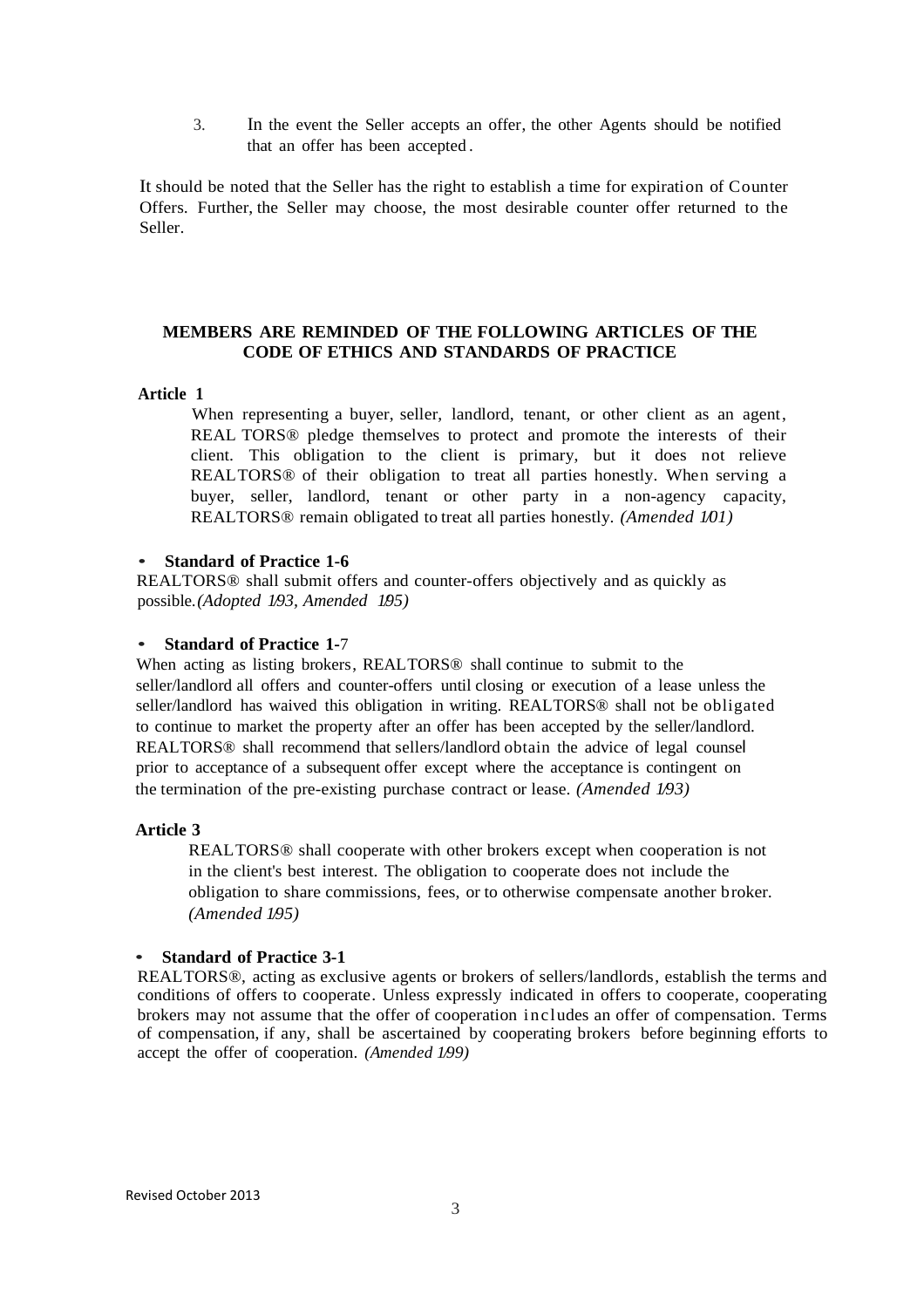3. In the event the Seller accepts an offer, the other Agents should be notified that an offer has been accepted.

It should be noted that the Seller has the right to establish a time for expiration of Counter Offers. Further, the Seller may choose, the most desirable counter offer returned to the Seller.

## MEMBERS ARE REMINDED OF THE FOLLOWING ARTICLES OF THE CODE OF ETHICS AND STANDARDS OF PRACTICE

**Article 1**

When representing a buyer, seller, landlord, tenant, or other client as an agent, REAL TORS® pledge themselves to protect and promote the interests of their client. This obligation to the client is primary, but it does not relieve REALTORS® of their obligation to treat all parties honestly. When serving a buyer, seller, landlord, tenant or other party in a non-agency capacity, REALTORS® remain obligated to treat all parties honestly. *(Amended 1/01)*

- **Standard of Practice 1-6**

REALTORS® shall submit offers and counter-offers objectively and as quickly as possible.*(Adopted 1/93, Amended 1/95)*

- **Standard of Practice 1-**7

When acting as listing brokers, REALTORS® shall continue to submit to the seller/landlord all offers and counter-offers until closing or execution of a lease unless the seller/landlord has waived this obligation in writing. REALTORS® shall not be obligated to continue to market the property after an offer has been accepted by the seller/landlord. REALTORS® shall recommend that sellers/landlord obtain the advice of legal counsel prior to acceptance of a subsequent offer except where the acceptance is contingent on the termination of the pre-existing purchase contract or lease. *(Amended 1/93)*

**Article 3**

REALTORS® shall cooperate with other brokers except when cooperation is not in the client's best interest. The obligation to cooperate does not include the obligation to share commissions, fees, or to otherwise compensate another broker. *(Amended 1/95)*

- **Standard of Practice 3-1**

REALTORS®, acting as exclusive agents or brokers of sellers/landlords, establish the terms and conditions of offers to cooperate. Unless expressly indicated in offers to cooperate, cooperating brokers may not assume that the offer of cooperation includes an offer of compensation. Terms of compensation, if any, shall be ascertained by cooperating brokers before beginning efforts to accept the offer of cooperation. *(Amended 1/99)*

Revised October 2013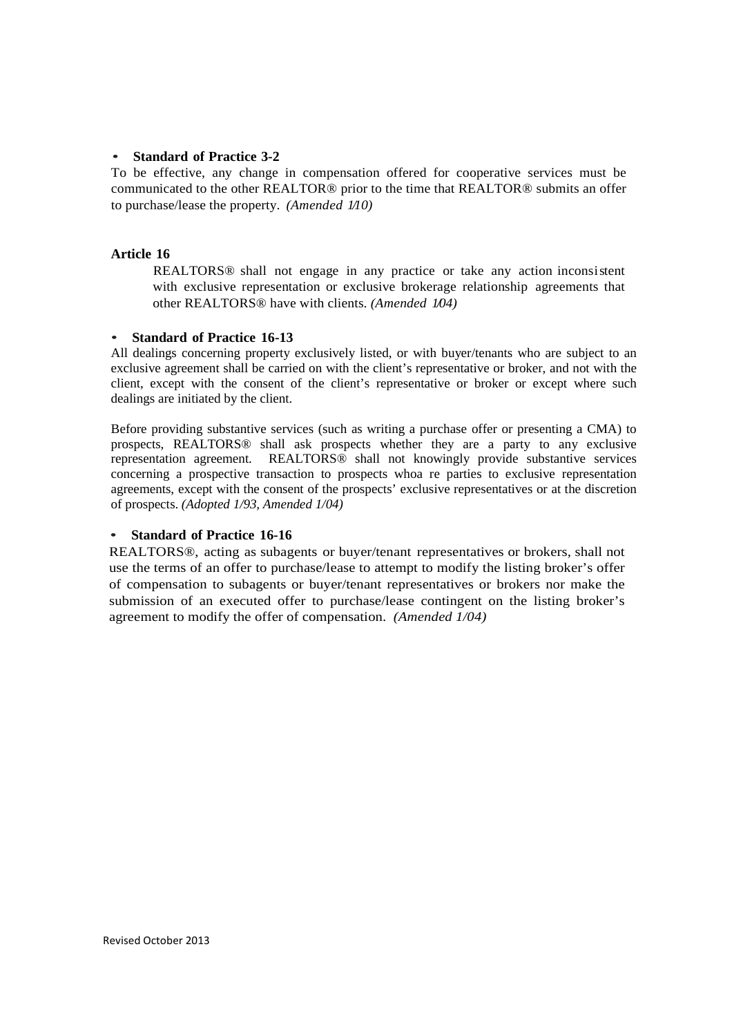- **Standard of Practice 3-2**

To be effective, any change in compensation offered for cooperative services must be communicated to the other REALTOR® prior to the time that REALTOR® submits an offer to purchase/lease the property. *(Amended 1/10)*

**Article 16**

REALTORS® shall not engage in any practice or take any action inconsistent with exclusive representation or exclusive brokerage relationship agreements that other REALTORS® have with clients. *(Amended 1/04)*

- **Standard of Practice 16-13**

All dealings concerning property exclusively listed, or with buyer/tenants who are subject to an exclusive agreement shall be carried on with the client's representative or broker, and not with the client, except with the consent of the client's representative or broker or except where such dealings are initiated by the client.

Before providing substantive services (such as writing a purchase offer or presenting a CMA) to prospects, REALTORS® shall ask prospects whether they are a party to any exclusive representation agreement. REALTORS® shall not knowingly provide substantive services concerning a prospective transaction to prospects whoa re parties to exclusive representation agreements, except with the consent of the prospects' exclusive representatives or at the discretion of prospects. *(Adopted 1/93, Amended 1/04)*

- **Standard of Practice 16-16**

REALTORS®, acting as subagents or buyer/tenant representatives or brokers, shall not use the terms of an offer to purchase/lease to attempt to modify the listing broker's offer of compensation to subagents or buyer/tenant representatives or brokers nor make the submission of an executed offer to purchase/lease contingent on the listing broker's agreement to modify the offer of compensation. *(Amended 1/04)*

Revised October 2013